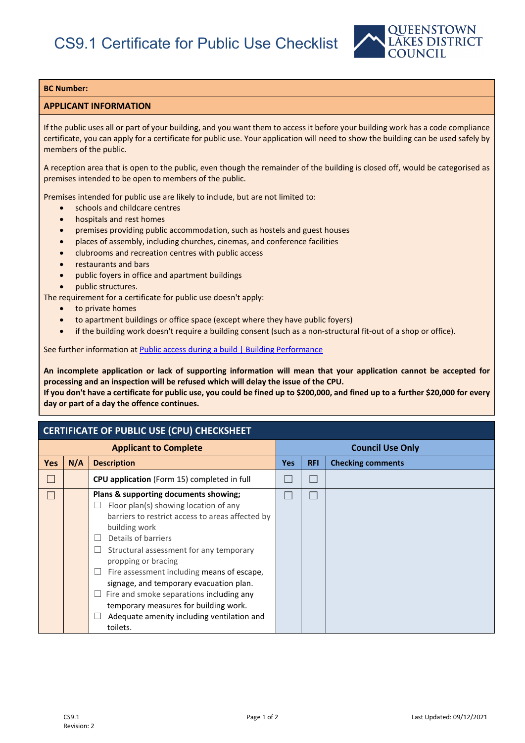# CS9.1 Certificate for Public Use Checklist

**BC Number:**

**APPLICANT INFORMATION**

If the public uses all or part of your building, and you want them to access it before your building work has a code compliance certificate, you can apply for a certificate for public use. Your application will need to show the building can be used safely by members of the public.

A reception area that is open to the public, even though the remainder of the building is closed off, would be categorised as premises intended to be open to members of the public.

Premises intended for public use are likely to include, but are not limited to:

- schools and childcare centres
- hospitals and rest homes
- premises providing public accommodation, such as hostels and guest houses
- places of assembly, including churches, cinemas, and conference facilities
- clubrooms and recreation centres with public access
- restaurants and bars
- public foyers in office and apartment buildings
- public structures.

The requirement for a certificate for public use doesn't apply:

- to private homes
- to apartment buildings or office space (except where they have public foyers)
- if the building work doesn't require a building consent (such as a non-structural fit-out of a shop or office).

See further information at [Public access during a build | Building Performance]

**An incomplete application or lack of supporting information will mean that your application cannot be accepted for processing and an inspection will be refused which will delay the issue of the CPU.**
**If you don't have a certificate for public use, you could be fined up to $200,000, and fined up to a further $20,000 for every day or part of a day the offence continues.**

## CERTIFICATE OF PUBLIC USE (CPU) CHECKSHEET

| Applicant to Complete | | | Council Use Only | | |
|---|---|---|---|---|---|
| **Yes** | **N/A** | **Description** | **Yes** | **RFI** | **Checking comments** |
| ☐ | | **CPU application** (Form 15) completed in full | ☐ | ☐ | |
| ☐ | | **Plans & supporting documents showing;**<br>☐ Floor plan(s) showing location of any barriers to restrict access to areas affected by building work<br>☐ Details of barriers<br>☐ Structural assessment for any temporary propping or bracing<br>☐ Fire assessment including means of escape, signage, and temporary evacuation plan.<br>☐ Fire and smoke separations including any temporary measures for building work.<br>☐ Adequate amenity including ventilation and toilets. | ☐ | ☐ | |

CS9.1
Revision: 2

Last Updated: 09/12/2021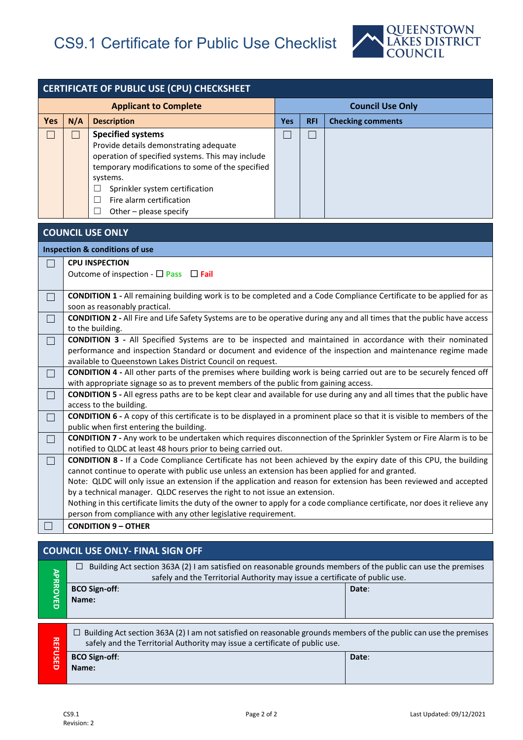# CS9.1 Certificate for Public Use Checklist

QUEENSTOWN LAKES DISTRICT COUNCIL

## CERTIFICATE OF PUBLIC USE (CPU) CHECKSHEET

| Applicant to Complete | | | Council Use Only | | |
|---|---|---|---|---|---|
| **Yes** | **N/A** | **Description** | **Yes** | **RFI** | **Checking comments** |
| ☐ | ☐ | **Specified systems**<br>Provide details demonstrating adequate operation of specified systems. This may include temporary modifications to some of the specified systems.<br>☐ Sprinkler system certification<br>☐ Fire alarm certification<br>☐ Other – please specify | ☐ | ☐ | |

## COUNCIL USE ONLY

**Inspection & conditions of use**

| | |
|---|---|
| ☐ | **CPU INSPECTION**<br>Outcome of inspection - ☐ Pass ☐ Fail |
| ☐ | **CONDITION 1 -** All remaining building work is to be completed and a Code Compliance Certificate to be applied for as soon as reasonably practical. |
| ☐ | **CONDITION 2 -** All Fire and Life Safety Systems are to be operative during any and all times that the public have access to the building. |
| ☐ | **CONDITION 3 -** All Specified Systems are to be inspected and maintained in accordance with their nominated performance and inspection Standard or document and evidence of the inspection and maintenance regime made available to Queenstown Lakes District Council on request. |
| ☐ | **CONDITION 4 -** All other parts of the premises where building work is being carried out are to be securely fenced off with appropriate signage so as to prevent members of the public from gaining access. |
| ☐ | **CONDITION 5 -** All egress paths are to be kept clear and available for use during any and all times that the public have access to the building. |
| ☐ | **CONDITION 6 -** A copy of this certificate is to be displayed in a prominent place so that it is visible to members of the public when first entering the building. |
| ☐ | **CONDITION 7 -** Any work to be undertaken which requires disconnection of the Sprinkler System or Fire Alarm is to be notified to QLDC at least 48 hours prior to being carried out. |
| ☐ | **CONDITION 8 -** If a Code Compliance Certificate has not been achieved by the expiry date of this CPU, the building cannot continue to operate with public use unless an extension has been applied for and granted.<br>Note: QLDC will only issue an extension if the application and reason for extension has been reviewed and accepted by a technical manager. QLDC reserves the right to not issue an extension.<br>Nothing in this certificate limits the duty of the owner to apply for a code compliance certificate, nor does it relieve any person from compliance with any other legislative requirement. |
| ☐ | **CONDITION 9 – OTHER** |

## COUNCIL USE ONLY- FINAL SIGN OFF

| | | |
|---|---|---|
| **APPROVED** | ☐ Building Act section 363A (2) I am satisfied on reasonable grounds members of the public can use the premises safely and the Territorial Authority may issue a certificate of public use. | |
| | **BCO Sign-off**:<br>**Name:** | **Date**: |

| | | |
|---|---|---|
| **REFUSED** | ☐ Building Act section 363A (2) I am not satisfied on reasonable grounds members of the public can use the premises safely and the Territorial Authority may issue a certificate of public use. | |
| | **BCO Sign-off**:<br>**Name:** | **Date**: |

CS9.1
Revision: 2

Last Updated: 09/12/2021